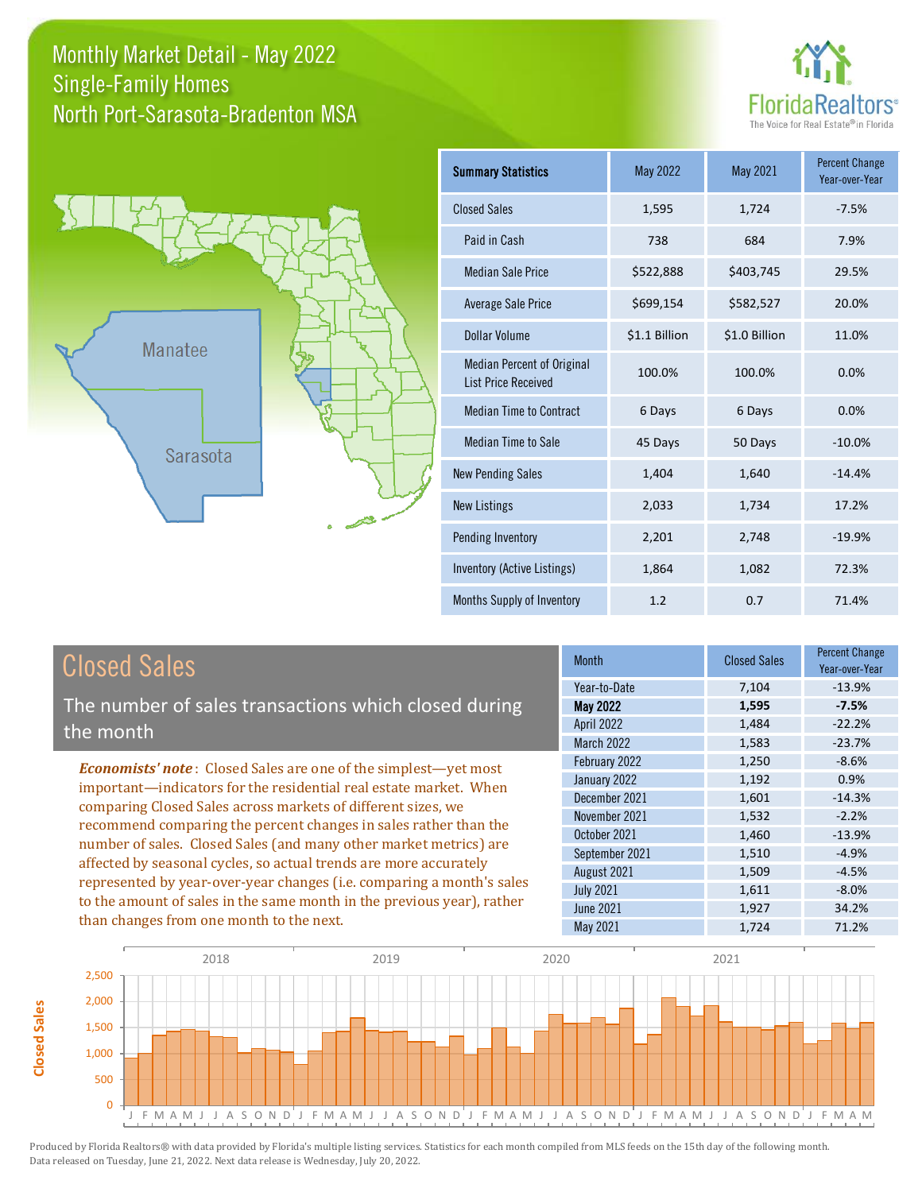# Monthly Market Detail - May 2022
## Single-Family Homes
## North Port-Sarasota-Bradenton MSA

FloridaRealtors® — The Voice for Real Estate® in Florida

Manatee

Sarasota

| Summary Statistics | May 2022 | May 2021 | Percent Change Year-over-Year |
|---|---|---|---|
| Closed Sales | 1,595 | 1,724 | -7.5% |
| Paid in Cash | 738 | 684 | 7.9% |
| Median Sale Price | $522,888 | $403,745 | 29.5% |
| Average Sale Price | $699,154 | $582,527 | 20.0% |
| Dollar Volume | $1.1 Billion | $1.0 Billion | 11.0% |
| Median Percent of Original List Price Received | 100.0% | 100.0% | 0.0% |
| Median Time to Contract | 6 Days | 6 Days | 0.0% |
| Median Time to Sale | 45 Days | 50 Days | -10.0% |
| New Pending Sales | 1,404 | 1,640 | -14.4% |
| New Listings | 2,033 | 1,734 | 17.2% |
| Pending Inventory | 2,201 | 2,748 | -19.9% |
| Inventory (Active Listings) | 1,864 | 1,082 | 72.3% |
| Months Supply of Inventory | 1.2 | 0.7 | 71.4% |

## Closed Sales

The number of sales transactions which closed during the month

***Economists' note***: Closed Sales are one of the simplest—yet most important—indicators for the residential real estate market. When comparing Closed Sales across markets of different sizes, we recommend comparing the percent changes in sales rather than the number of sales. Closed Sales (and many other market metrics) are affected by seasonal cycles, so actual trends are more accurately represented by year-over-year changes (i.e. comparing a month's sales to the amount of sales in the same month in the previous year), rather than changes from one month to the next.

| Month | Closed Sales | Percent Change Year-over-Year |
|---|---|---|
| Year-to-Date | 7,104 | -13.9% |
| **May 2022** | **1,595** | **-7.5%** |
| April 2022 | 1,484 | -22.2% |
| March 2022 | 1,583 | -23.7% |
| February 2022 | 1,250 | -8.6% |
| January 2022 | 1,192 | 0.9% |
| December 2021 | 1,601 | -14.3% |
| November 2021 | 1,532 | -2.2% |
| October 2021 | 1,460 | -13.9% |
| September 2021 | 1,510 | -4.9% |
| August 2021 | 1,509 | -4.5% |
| July 2021 | 1,611 | -8.0% |
| June 2021 | 1,927 | 34.2% |
| May 2021 | 1,724 | 71.2% |

Produced by Florida Realtors® with data provided by Florida's multiple listing services. Statistics for each month compiled from MLS feeds on the 15th day of the following month. Data released on Tuesday, June 21, 2022. Next data release is Wednesday, July 20, 2022.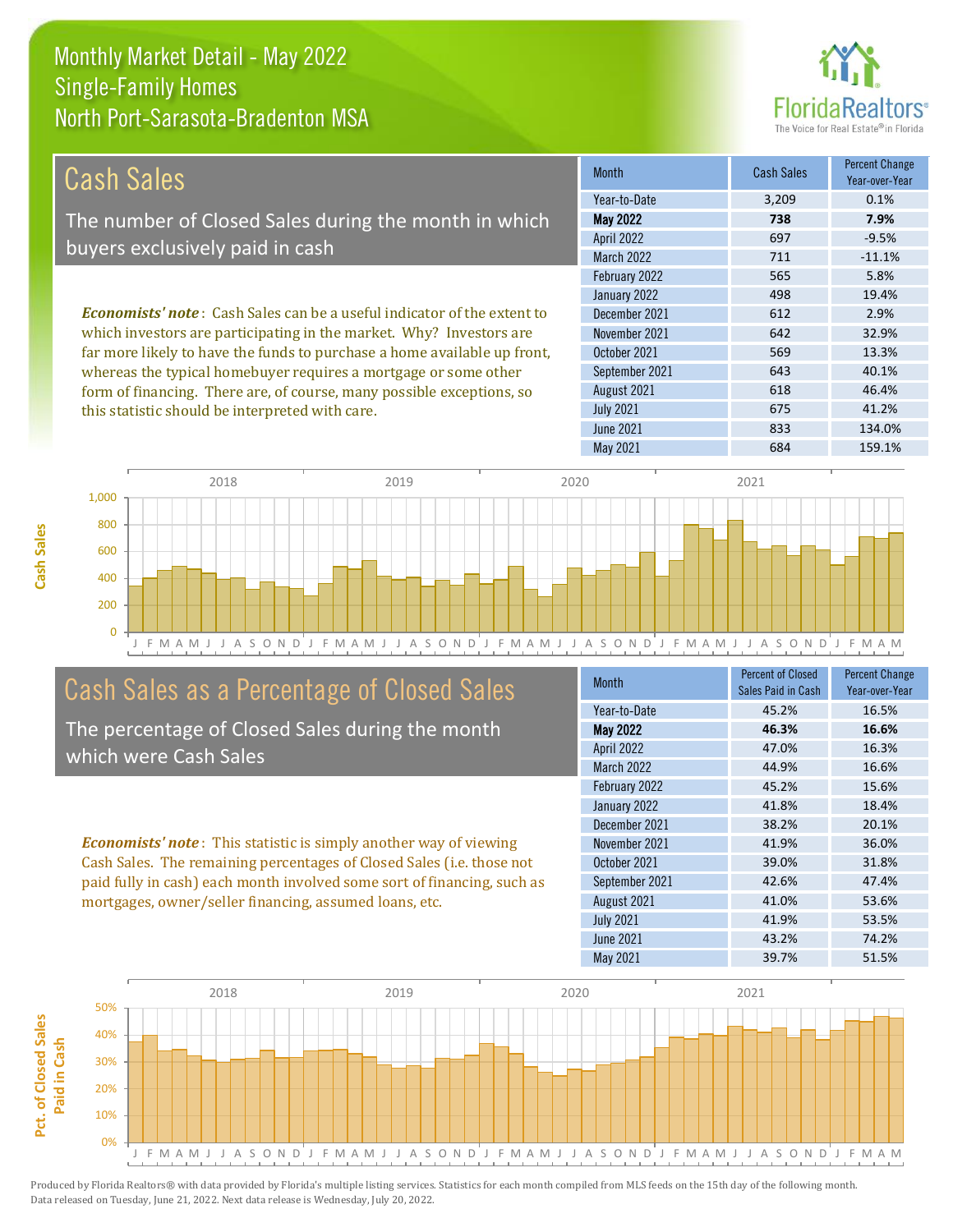# Monthly Market Detail - May 2022
## Single-Family Homes
## North Port-Sarasota-Bradenton MSA

## Cash Sales

The number of Closed Sales during the month in which buyers exclusively paid in cash

***Economists' note***: Cash Sales can be a useful indicator of the extent to which investors are participating in the market. Why? Investors are far more likely to have the funds to purchase a home available up front, whereas the typical homebuyer requires a mortgage or some other form of financing. There are, of course, many possible exceptions, so this statistic should be interpreted with care.

| Month | Cash Sales | Percent Change Year-over-Year |
|---|---|---|
| Year-to-Date | 3,209 | 0.1% |
| **May 2022** | **738** | **7.9%** |
| April 2022 | 697 | -9.5% |
| March 2022 | 711 | -11.1% |
| February 2022 | 565 | 5.8% |
| January 2022 | 498 | 19.4% |
| December 2021 | 612 | 2.9% |
| November 2021 | 642 | 32.9% |
| October 2021 | 569 | 13.3% |
| September 2021 | 643 | 40.1% |
| August 2021 | 618 | 46.4% |
| July 2021 | 675 | 41.2% |
| June 2021 | 833 | 134.0% |
| May 2021 | 684 | 159.1% |

## Cash Sales as a Percentage of Closed Sales

The percentage of Closed Sales during the month which were Cash Sales

***Economists' note***: This statistic is simply another way of viewing Cash Sales. The remaining percentages of Closed Sales (i.e. those not paid fully in cash) each month involved some sort of financing, such as mortgages, owner/seller financing, assumed loans, etc.

| Month | Percent of Closed Sales Paid in Cash | Percent Change Year-over-Year |
|---|---|---|
| Year-to-Date | 45.2% | 16.5% |
| **May 2022** | **46.3%** | **16.6%** |
| April 2022 | 47.0% | 16.3% |
| March 2022 | 44.9% | 16.6% |
| February 2022 | 45.2% | 15.6% |
| January 2022 | 41.8% | 18.4% |
| December 2021 | 38.2% | 20.1% |
| November 2021 | 41.9% | 36.0% |
| October 2021 | 39.0% | 31.8% |
| September 2021 | 42.6% | 47.4% |
| August 2021 | 41.0% | 53.6% |
| July 2021 | 41.9% | 53.5% |
| June 2021 | 43.2% | 74.2% |
| May 2021 | 39.7% | 51.5% |

Produced by Florida Realtors® with data provided by Florida's multiple listing services. Statistics for each month compiled from MLS feeds on the 15th day of the following month. Data released on Tuesday, June 21, 2022. Next data release is Wednesday, July 20, 2022.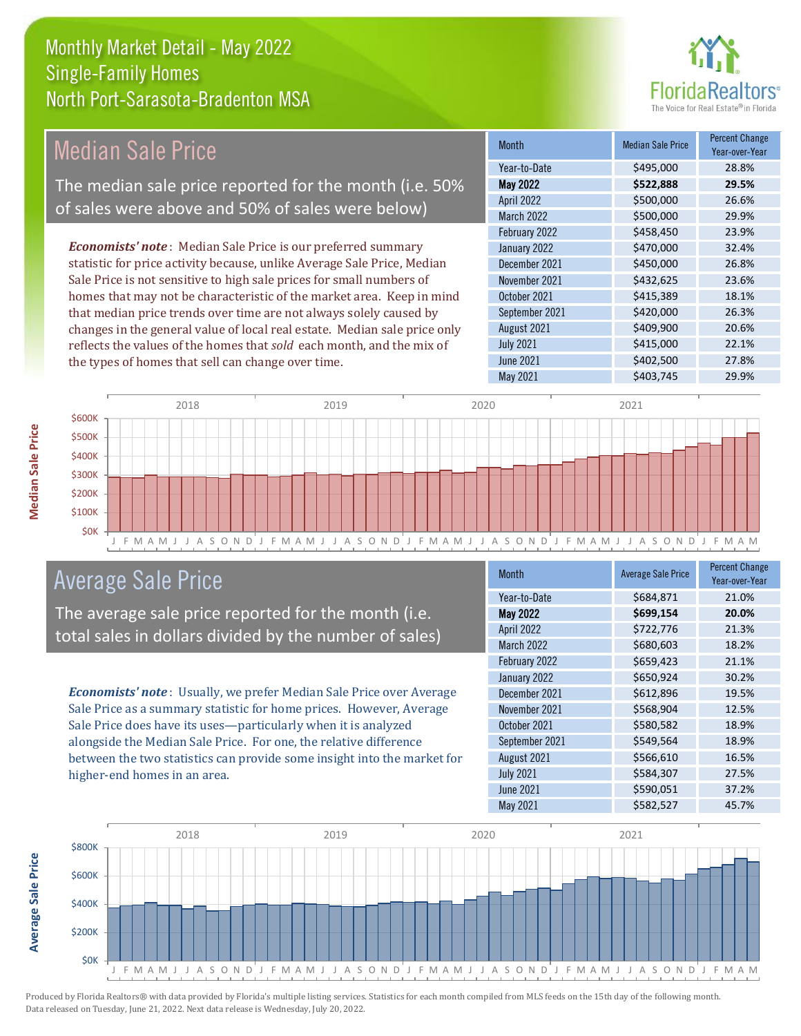# Monthly Market Detail - May 2022
## Single-Family Homes
## North Port-Sarasota-Bradenton MSA

## Median Sale Price

The median sale price reported for the month (i.e. 50% of sales were above and 50% of sales were below)

*Economists' note*: Median Sale Price is our preferred summary statistic for price activity because, unlike Average Sale Price, Median Sale Price is not sensitive to high sale prices for small numbers of homes that may not be characteristic of the market area. Keep in mind that median price trends over time are not always solely caused by changes in the general value of local real estate. Median sale price only reflects the values of the homes that *sold* each month, and the mix of the types of homes that sell can change over time.

| Month | Median Sale Price | Percent Change Year-over-Year |
|---|---|---|
| Year-to-Date | $495,000 | 28.8% |
| **May 2022** | **$522,888** | **29.5%** |
| April 2022 | $500,000 | 26.6% |
| March 2022 | $500,000 | 29.9% |
| February 2022 | $458,450 | 23.9% |
| January 2022 | $470,000 | 32.4% |
| December 2021 | $450,000 | 26.8% |
| November 2021 | $432,625 | 23.6% |
| October 2021 | $415,389 | 18.1% |
| September 2021 | $420,000 | 26.3% |
| August 2021 | $409,900 | 20.6% |
| July 2021 | $415,000 | 22.1% |
| June 2021 | $402,500 | 27.8% |
| May 2021 | $403,745 | 29.9% |

## Average Sale Price

The average sale price reported for the month (i.e. total sales in dollars divided by the number of sales)

*Economists' note*: Usually, we prefer Median Sale Price over Average Sale Price as a summary statistic for home prices. However, Average Sale Price does have its uses—particularly when it is analyzed alongside the Median Sale Price. For one, the relative difference between the two statistics can provide some insight into the market for higher-end homes in an area.

| Month | Average Sale Price | Percent Change Year-over-Year |
|---|---|---|
| Year-to-Date | $684,871 | 21.0% |
| **May 2022** | **$699,154** | **20.0%** |
| April 2022 | $722,776 | 21.3% |
| March 2022 | $680,603 | 18.2% |
| February 2022 | $659,423 | 21.1% |
| January 2022 | $650,924 | 30.2% |
| December 2021 | $612,896 | 19.5% |
| November 2021 | $568,904 | 12.5% |
| October 2021 | $580,582 | 18.9% |
| September 2021 | $549,564 | 18.9% |
| August 2021 | $566,610 | 16.5% |
| July 2021 | $584,307 | 27.5% |
| June 2021 | $590,051 | 37.2% |
| May 2021 | $582,527 | 45.7% |

Produced by Florida Realtors® with data provided by Florida's multiple listing services. Statistics for each month compiled from MLS feeds on the 15th day of the following month. Data released on Tuesday, June 21, 2022. Next data release is Wednesday, July 20, 2022.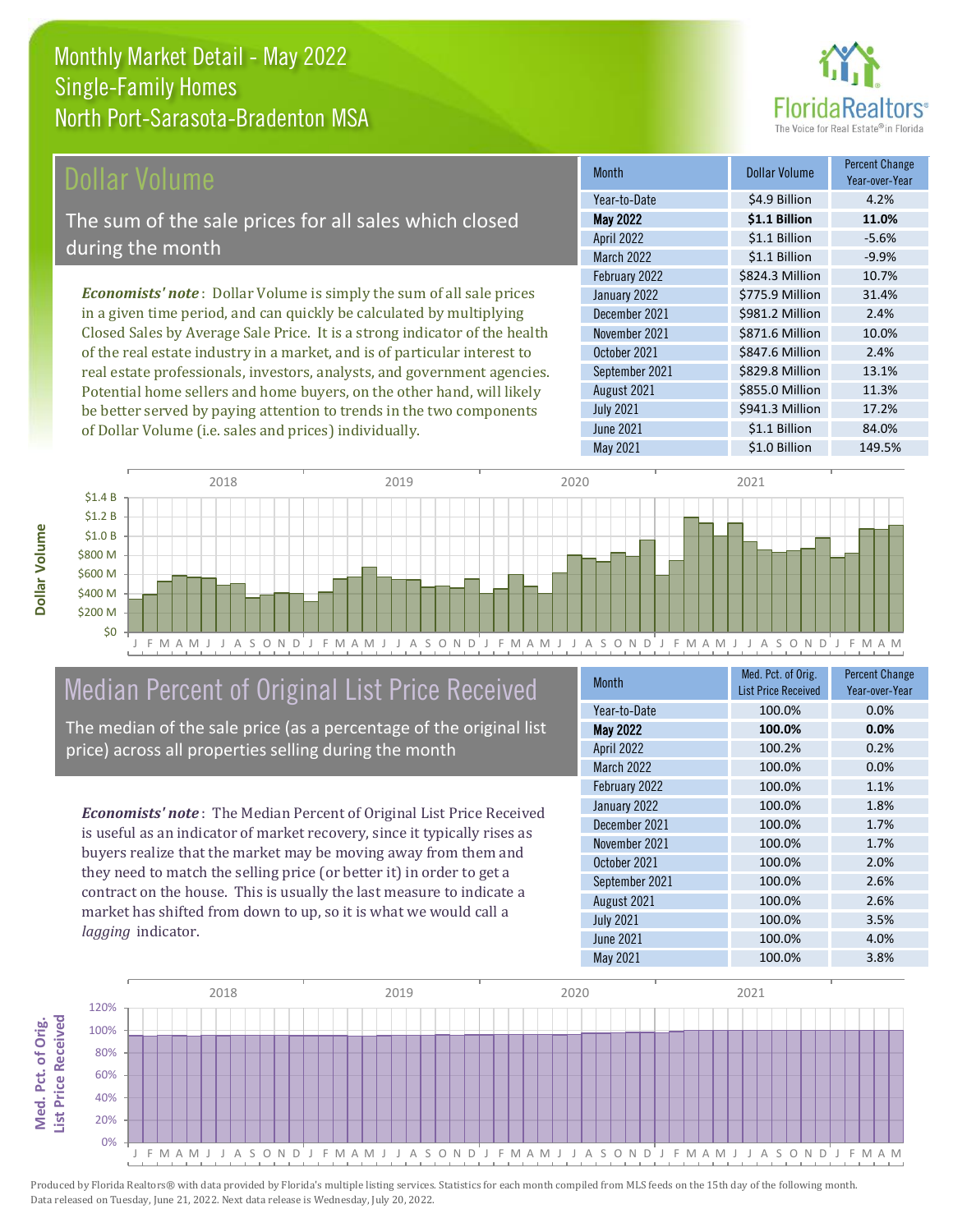# Monthly Market Detail - May 2022
## Single-Family Homes
## North Port-Sarasota-Bradenton MSA

## Dollar Volume

The sum of the sale prices for all sales which closed during the month

*Economists' note*: Dollar Volume is simply the sum of all sale prices in a given time period, and can quickly be calculated by multiplying Closed Sales by Average Sale Price. It is a strong indicator of the health of the real estate industry in a market, and is of particular interest to real estate professionals, investors, analysts, and government agencies. Potential home sellers and home buyers, on the other hand, will likely be better served by paying attention to trends in the two components of Dollar Volume (i.e. sales and prices) individually.

| Month | Dollar Volume | Percent Change Year-over-Year |
|---|---|---|
| Year-to-Date | $4.9 Billion | 4.2% |
| **May 2022** | **$1.1 Billion** | **11.0%** |
| April 2022 | $1.1 Billion | -5.6% |
| March 2022 | $1.1 Billion | -9.9% |
| February 2022 | $824.3 Million | 10.7% |
| January 2022 | $775.9 Million | 31.4% |
| December 2021 | $981.2 Million | 2.4% |
| November 2021 | $871.6 Million | 10.0% |
| October 2021 | $847.6 Million | 2.4% |
| September 2021 | $829.8 Million | 13.1% |
| August 2021 | $855.0 Million | 11.3% |
| July 2021 | $941.3 Million | 17.2% |
| June 2021 | $1.1 Billion | 84.0% |
| May 2021 | $1.0 Billion | 149.5% |

## Median Percent of Original List Price Received

The median of the sale price (as a percentage of the original list price) across all properties selling during the month

*Economists' note*: The Median Percent of Original List Price Received is useful as an indicator of market recovery, since it typically rises as buyers realize that the market may be moving away from them and they need to match the selling price (or better it) in order to get a contract on the house. This is usually the last measure to indicate a market has shifted from down to up, so it is what we would call a *lagging* indicator.

| Month | Med. Pct. of Orig. List Price Received | Percent Change Year-over-Year |
|---|---|---|
| Year-to-Date | 100.0% | 0.0% |
| **May 2022** | **100.0%** | **0.0%** |
| April 2022 | 100.2% | 0.2% |
| March 2022 | 100.0% | 0.0% |
| February 2022 | 100.0% | 1.1% |
| January 2022 | 100.0% | 1.8% |
| December 2021 | 100.0% | 1.7% |
| November 2021 | 100.0% | 1.7% |
| October 2021 | 100.0% | 2.0% |
| September 2021 | 100.0% | 2.6% |
| August 2021 | 100.0% | 2.6% |
| July 2021 | 100.0% | 3.5% |
| June 2021 | 100.0% | 4.0% |
| May 2021 | 100.0% | 3.8% |

Produced by Florida Realtors® with data provided by Florida's multiple listing services. Statistics for each month compiled from MLS feeds on the 15th day of the following month. Data released on Tuesday, June 21, 2022. Next data release is Wednesday, July 20, 2022.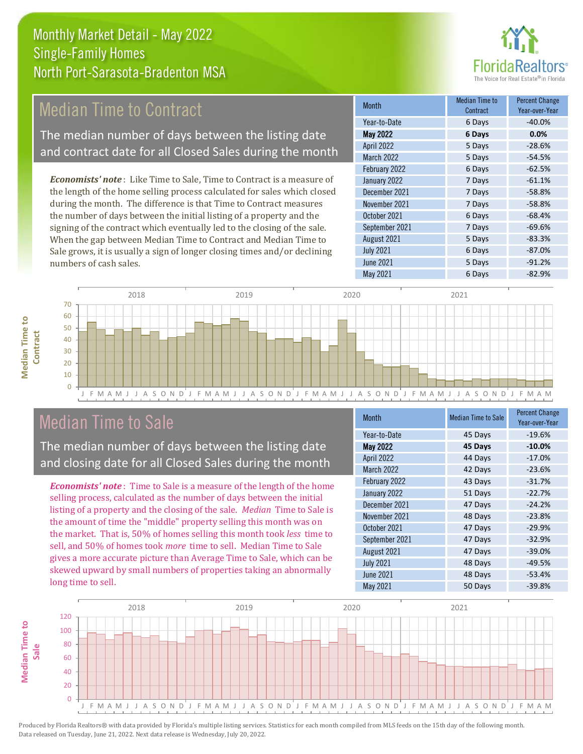# Monthly Market Detail - May 2022
## Single-Family Homes
## North Port-Sarasota-Bradenton MSA

FloridaRealtors® The Voice for Real Estate® in Florida

## Median Time to Contract

The median number of days between the listing date and contract date for all Closed Sales during the month

*Economists' note*: Like Time to Sale, Time to Contract is a measure of the length of the home selling process calculated for sales which closed during the month. The difference is that Time to Contract measures the number of days between the initial listing of a property and the signing of the contract which eventually led to the closing of the sale. When the gap between Median Time to Contract and Median Time to Sale grows, it is usually a sign of longer closing times and/or declining numbers of cash sales.

| Month | Median Time to Contract | Percent Change Year-over-Year |
|---|---|---|
| Year-to-Date | 6 Days | -40.0% |
| **May 2022** | **6 Days** | **0.0%** |
| April 2022 | 5 Days | -28.6% |
| March 2022 | 5 Days | -54.5% |
| February 2022 | 6 Days | -62.5% |
| January 2022 | 7 Days | -61.1% |
| December 2021 | 7 Days | -58.8% |
| November 2021 | 7 Days | -58.8% |
| October 2021 | 6 Days | -68.4% |
| September 2021 | 7 Days | -69.6% |
| August 2021 | 5 Days | -83.3% |
| July 2021 | 6 Days | -87.0% |
| June 2021 | 5 Days | -91.2% |
| May 2021 | 6 Days | -82.9% |

## Median Time to Sale

The median number of days between the listing date and closing date for all Closed Sales during the month

*Economists' note*: Time to Sale is a measure of the length of the home selling process, calculated as the number of days between the initial listing of a property and the closing of the sale. *Median* Time to Sale is the amount of time the "middle" property selling this month was on the market. That is, 50% of homes selling this month took *less* time to sell, and 50% of homes took *more* time to sell. Median Time to Sale gives a more accurate picture than Average Time to Sale, which can be skewed upward by small numbers of properties taking an abnormally long time to sell.

| Month | Median Time to Sale | Percent Change Year-over-Year |
|---|---|---|
| Year-to-Date | 45 Days | -19.6% |
| **May 2022** | **45 Days** | **-10.0%** |
| April 2022 | 44 Days | -17.0% |
| March 2022 | 42 Days | -23.6% |
| February 2022 | 43 Days | -31.7% |
| January 2022 | 51 Days | -22.7% |
| December 2021 | 47 Days | -24.2% |
| November 2021 | 48 Days | -23.8% |
| October 2021 | 47 Days | -29.9% |
| September 2021 | 47 Days | -32.9% |
| August 2021 | 47 Days | -39.0% |
| July 2021 | 48 Days | -49.5% |
| June 2021 | 48 Days | -53.4% |
| May 2021 | 50 Days | -39.8% |

Produced by Florida Realtors® with data provided by Florida's multiple listing services. Statistics for each month compiled from MLS feeds on the 15th day of the following month. Data released on Tuesday, June 21, 2022. Next data release is Wednesday, July 20, 2022.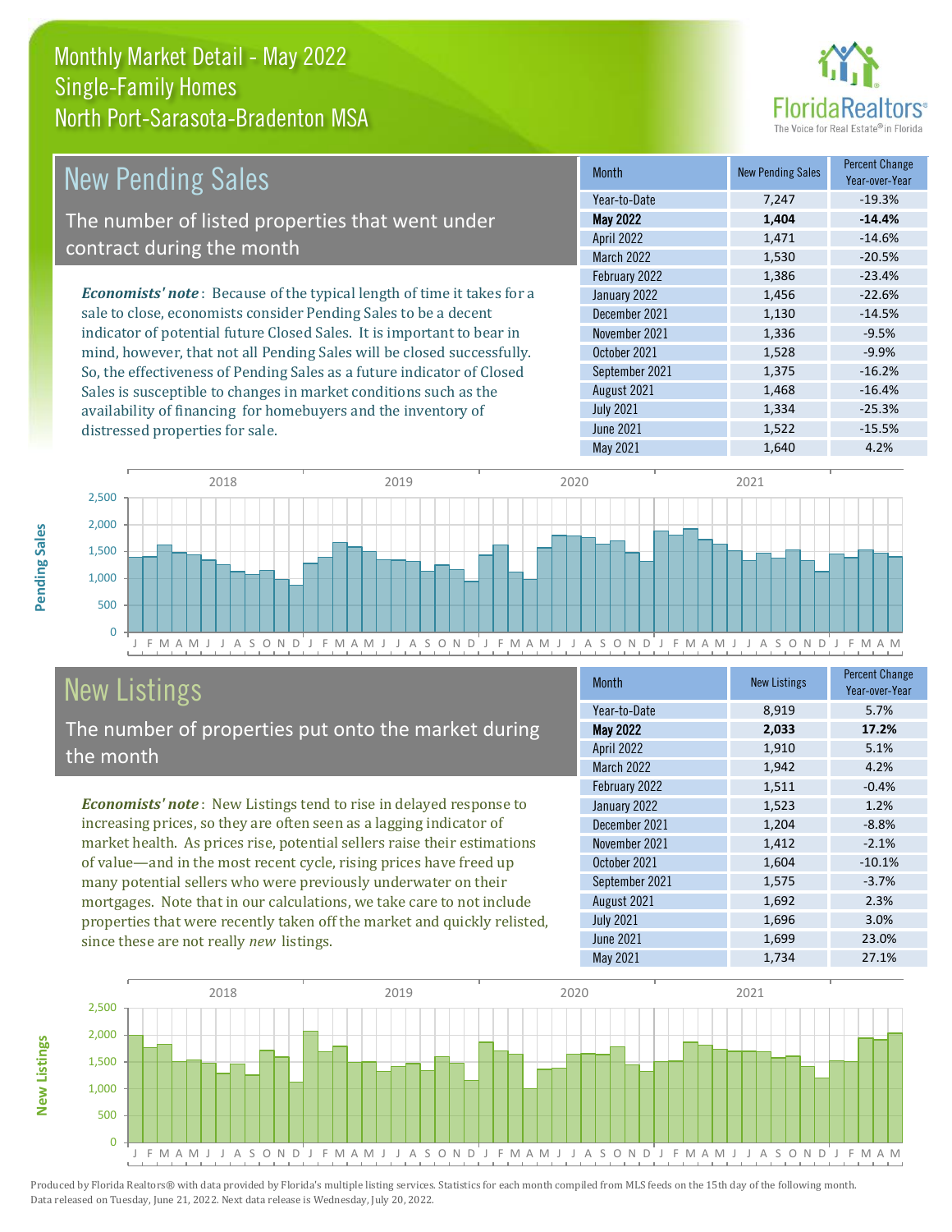# Monthly Market Detail - May 2022
## Single-Family Homes
## North Port-Sarasota-Bradenton MSA

## New Pending Sales

The number of listed properties that went under contract during the month

***Economists' note***: Because of the typical length of time it takes for a sale to close, economists consider Pending Sales to be a decent indicator of potential future Closed Sales. It is important to bear in mind, however, that not all Pending Sales will be closed successfully. So, the effectiveness of Pending Sales as a future indicator of Closed Sales is susceptible to changes in market conditions such as the availability of financing for homebuyers and the inventory of distressed properties for sale.

| Month | New Pending Sales | Percent Change Year-over-Year |
|---|---|---|
| Year-to-Date | 7,247 | -19.3% |
| **May 2022** | **1,404** | **-14.4%** |
| April 2022 | 1,471 | -14.6% |
| March 2022 | 1,530 | -20.5% |
| February 2022 | 1,386 | -23.4% |
| January 2022 | 1,456 | -22.6% |
| December 2021 | 1,130 | -14.5% |
| November 2021 | 1,336 | -9.5% |
| October 2021 | 1,528 | -9.9% |
| September 2021 | 1,375 | -16.2% |
| August 2021 | 1,468 | -16.4% |
| July 2021 | 1,334 | -25.3% |
| June 2021 | 1,522 | -15.5% |
| May 2021 | 1,640 | 4.2% |

## New Listings

The number of properties put onto the market during the month

***Economists' note***: New Listings tend to rise in delayed response to increasing prices, so they are often seen as a lagging indicator of market health. As prices rise, potential sellers raise their estimations of value—and in the most recent cycle, rising prices have freed up many potential sellers who were previously underwater on their mortgages. Note that in our calculations, we take care to not include properties that were recently taken off the market and quickly relisted, since these are not really *new* listings.

| Month | New Listings | Percent Change Year-over-Year |
|---|---|---|
| Year-to-Date | 8,919 | 5.7% |
| **May 2022** | **2,033** | **17.2%** |
| April 2022 | 1,910 | 5.1% |
| March 2022 | 1,942 | 4.2% |
| February 2022 | 1,511 | -0.4% |
| January 2022 | 1,523 | 1.2% |
| December 2021 | 1,204 | -8.8% |
| November 2021 | 1,412 | -2.1% |
| October 2021 | 1,604 | -10.1% |
| September 2021 | 1,575 | -3.7% |
| August 2021 | 1,692 | 2.3% |
| July 2021 | 1,696 | 3.0% |
| June 2021 | 1,699 | 23.0% |
| May 2021 | 1,734 | 27.1% |

Produced by Florida Realtors® with data provided by Florida's multiple listing services. Statistics for each month compiled from MLS feeds on the 15th day of the following month. Data released on Tuesday, June 21, 2022. Next data release is Wednesday, July 20, 2022.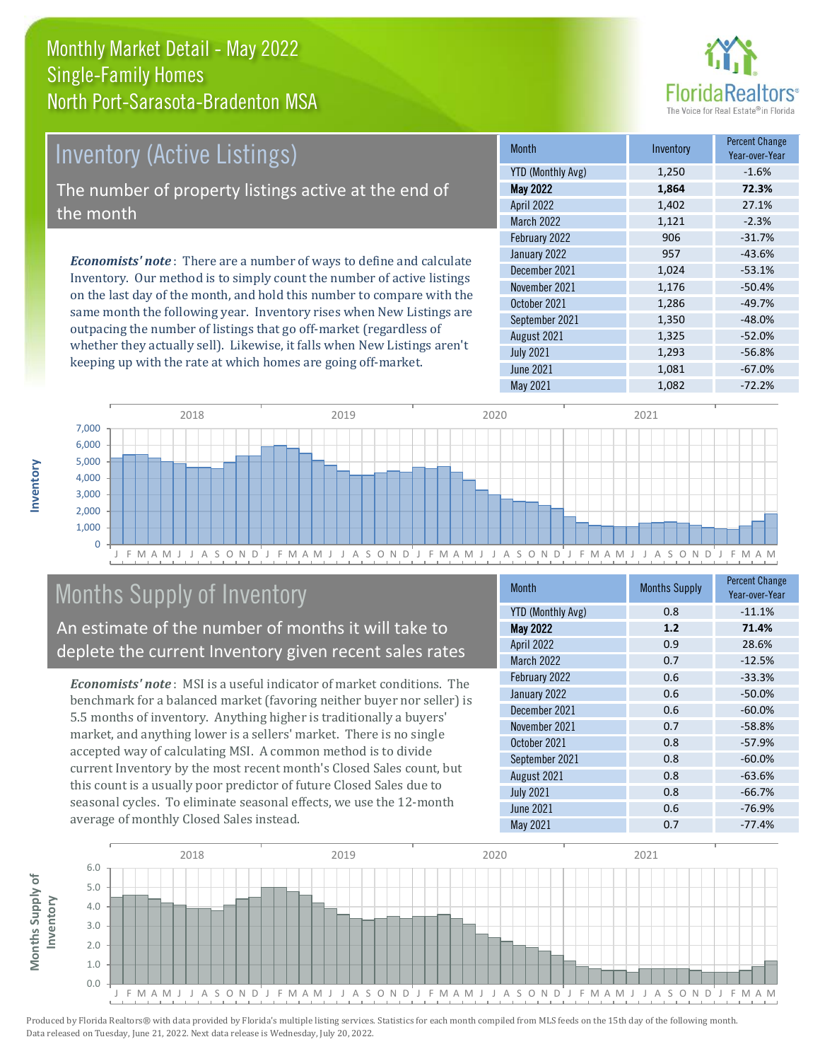# Monthly Market Detail - May 2022
## Single-Family Homes
## North Port-Sarasota-Bradenton MSA

FloridaRealtors® The Voice for Real Estate® in Florida

## Inventory (Active Listings)

The number of property listings active at the end of the month

***Economists' note***: There are a number of ways to define and calculate Inventory. Our method is to simply count the number of active listings on the last day of the month, and hold this number to compare with the same month the following year. Inventory rises when New Listings are outpacing the number of listings that go off-market (regardless of whether they actually sell). Likewise, it falls when New Listings aren't keeping up with the rate at which homes are going off-market.

| Month | Inventory | Percent Change Year-over-Year |
|---|---|---|
| YTD (Monthly Avg) | 1,250 | -1.6% |
| **May 2022** | **1,864** | **72.3%** |
| April 2022 | 1,402 | 27.1% |
| March 2022 | 1,121 | -2.3% |
| February 2022 | 906 | -31.7% |
| January 2022 | 957 | -43.6% |
| December 2021 | 1,024 | -53.1% |
| November 2021 | 1,176 | -50.4% |
| October 2021 | 1,286 | -49.7% |
| September 2021 | 1,350 | -48.0% |
| August 2021 | 1,325 | -52.0% |
| July 2021 | 1,293 | -56.8% |
| June 2021 | 1,081 | -67.0% |
| May 2021 | 1,082 | -72.2% |

## Months Supply of Inventory

An estimate of the number of months it will take to deplete the current Inventory given recent sales rates

***Economists' note***: MSI is a useful indicator of market conditions. The benchmark for a balanced market (favoring neither buyer nor seller) is 5.5 months of inventory. Anything higher is traditionally a buyers' market, and anything lower is a sellers' market. There is no single accepted way of calculating MSI. A common method is to divide current Inventory by the most recent month's Closed Sales count, but this count is a usually poor predictor of future Closed Sales due to seasonal cycles. To eliminate seasonal effects, we use the 12-month average of monthly Closed Sales instead.

| Month | Months Supply | Percent Change Year-over-Year |
|---|---|---|
| YTD (Monthly Avg) | 0.8 | -11.1% |
| **May 2022** | **1.2** | **71.4%** |
| April 2022 | 0.9 | 28.6% |
| March 2022 | 0.7 | -12.5% |
| February 2022 | 0.6 | -33.3% |
| January 2022 | 0.6 | -50.0% |
| December 2021 | 0.6 | -60.0% |
| November 2021 | 0.7 | -58.8% |
| October 2021 | 0.8 | -57.9% |
| September 2021 | 0.8 | -60.0% |
| August 2021 | 0.8 | -63.6% |
| July 2021 | 0.8 | -66.7% |
| June 2021 | 0.6 | -76.9% |
| May 2021 | 0.7 | -77.4% |

Produced by Florida Realtors® with data provided by Florida's multiple listing services. Statistics for each month compiled from MLS feeds on the 15th day of the following month. Data released on Tuesday, June 21, 2022. Next data release is Wednesday, July 20, 2022.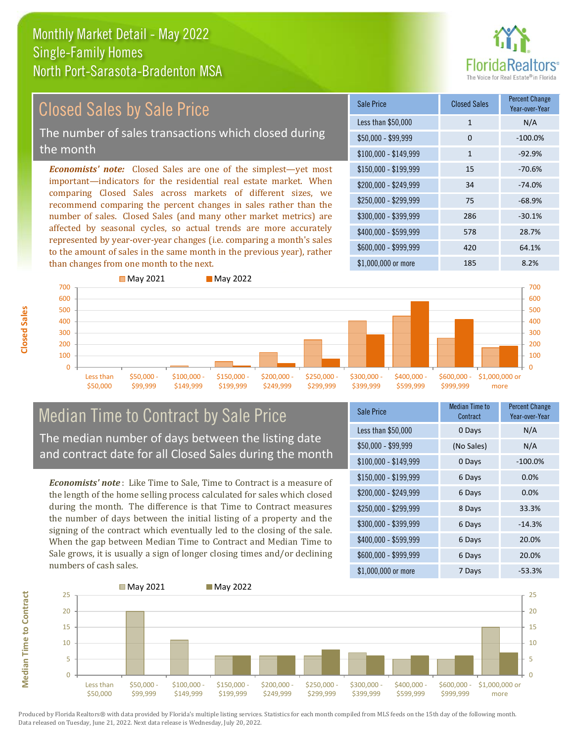# Monthly Market Detail - May 2022
## Single-Family Homes
## North Port-Sarasota-Bradenton MSA

## Closed Sales by Sale Price

The number of sales transactions which closed during the month

***Economists' note:*** Closed Sales are one of the simplest—yet most important—indicators for the residential real estate market. When comparing Closed Sales across markets of different sizes, we recommend comparing the percent changes in sales rather than the number of sales. Closed Sales (and many other market metrics) are affected by seasonal cycles, so actual trends are more accurately represented by year-over-year changes (i.e. comparing a month's sales to the amount of sales in the same month in the previous year), rather than changes from one month to the next.

| Sale Price | Closed Sales | Percent Change Year-over-Year |
|---|---|---|
| Less than $50,000 | 1 | N/A |
| $50,000 - $99,999 | 0 | -100.0% |
| $100,000 - $149,999 | 1 | -92.9% |
| $150,000 - $199,999 | 15 | -70.6% |
| $200,000 - $249,999 | 34 | -74.0% |
| $250,000 - $299,999 | 75 | -68.9% |
| $300,000 - $399,999 | 286 | -30.1% |
| $400,000 - $599,999 | 578 | 28.7% |
| $600,000 - $999,999 | 420 | 64.1% |
| $1,000,000 or more | 185 | 8.2% |

## Median Time to Contract by Sale Price

The median number of days between the listing date and contract date for all Closed Sales during the month

***Economists' note***: Like Time to Sale, Time to Contract is a measure of the length of the home selling process calculated for sales which closed during the month. The difference is that Time to Contract measures the number of days between the initial listing of a property and the signing of the contract which eventually led to the closing of the sale. When the gap between Median Time to Contract and Median Time to Sale grows, it is usually a sign of longer closing times and/or declining numbers of cash sales.

| Sale Price | Median Time to Contract | Percent Change Year-over-Year |
|---|---|---|
| Less than $50,000 | 0 Days | N/A |
| $50,000 - $99,999 | (No Sales) | N/A |
| $100,000 - $149,999 | 0 Days | -100.0% |
| $150,000 - $199,999 | 6 Days | 0.0% |
| $200,000 - $249,999 | 6 Days | 0.0% |
| $250,000 - $299,999 | 8 Days | 33.3% |
| $300,000 - $399,999 | 6 Days | -14.3% |
| $400,000 - $599,999 | 6 Days | 20.0% |
| $600,000 - $999,999 | 6 Days | 20.0% |
| $1,000,000 or more | 7 Days | -53.3% |

Produced by Florida Realtors® with data provided by Florida's multiple listing services. Statistics for each month compiled from MLS feeds on the 15th day of the following month. Data released on Tuesday, June 21, 2022. Next data release is Wednesday, July 20, 2022.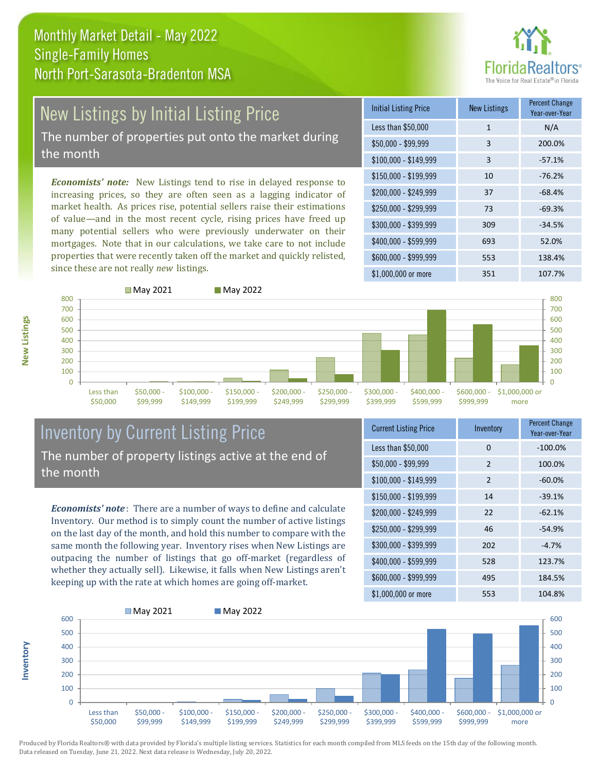# Monthly Market Detail - May 2022
## Single-Family Homes
## North Port-Sarasota-Bradenton MSA

## New Listings by Initial Listing Price

The number of properties put onto the market during the month

*Economists' note:* New Listings tend to rise in delayed response to increasing prices, so they are often seen as a lagging indicator of market health. As prices rise, potential sellers raise their estimations of value—and in the most recent cycle, rising prices have freed up many potential sellers who were previously underwater on their mortgages. Note that in our calculations, we take care to not include properties that were recently taken off the market and quickly relisted, since these are not really *new* listings.

| Initial Listing Price | New Listings | Percent Change Year-over-Year |
|---|---|---|
| Less than $50,000 | 1 | N/A |
| $50,000 - $99,999 | 3 | 200.0% |
| $100,000 - $149,999 | 3 | -57.1% |
| $150,000 - $199,999 | 10 | -76.2% |
| $200,000 - $249,999 | 37 | -68.4% |
| $250,000 - $299,999 | 73 | -69.3% |
| $300,000 - $399,999 | 309 | -34.5% |
| $400,000 - $599,999 | 693 | 52.0% |
| $600,000 - $999,999 | 553 | 138.4% |
| $1,000,000 or more | 351 | 107.7% |

## Inventory by Current Listing Price

The number of property listings active at the end of the month

*Economists' note*: There are a number of ways to define and calculate Inventory. Our method is to simply count the number of active listings on the last day of the month, and hold this number to compare with the same month the following year. Inventory rises when New Listings are outpacing the number of listings that go off-market (regardless of whether they actually sell). Likewise, it falls when New Listings aren't keeping up with the rate at which homes are going off-market.

| Current Listing Price | Inventory | Percent Change Year-over-Year |
|---|---|---|
| Less than $50,000 | 0 | -100.0% |
| $50,000 - $99,999 | 2 | 100.0% |
| $100,000 - $149,999 | 2 | -60.0% |
| $150,000 - $199,999 | 14 | -39.1% |
| $200,000 - $249,999 | 22 | -62.1% |
| $250,000 - $299,999 | 46 | -54.9% |
| $300,000 - $399,999 | 202 | -4.7% |
| $400,000 - $599,999 | 528 | 123.7% |
| $600,000 - $999,999 | 495 | 184.5% |
| $1,000,000 or more | 553 | 104.8% |

Produced by Florida Realtors® with data provided by Florida's multiple listing services. Statistics for each month compiled from MLS feeds on the 15th day of the following month. Data released on Tuesday, June 21, 2022. Next data release is Wednesday, July 20, 2022.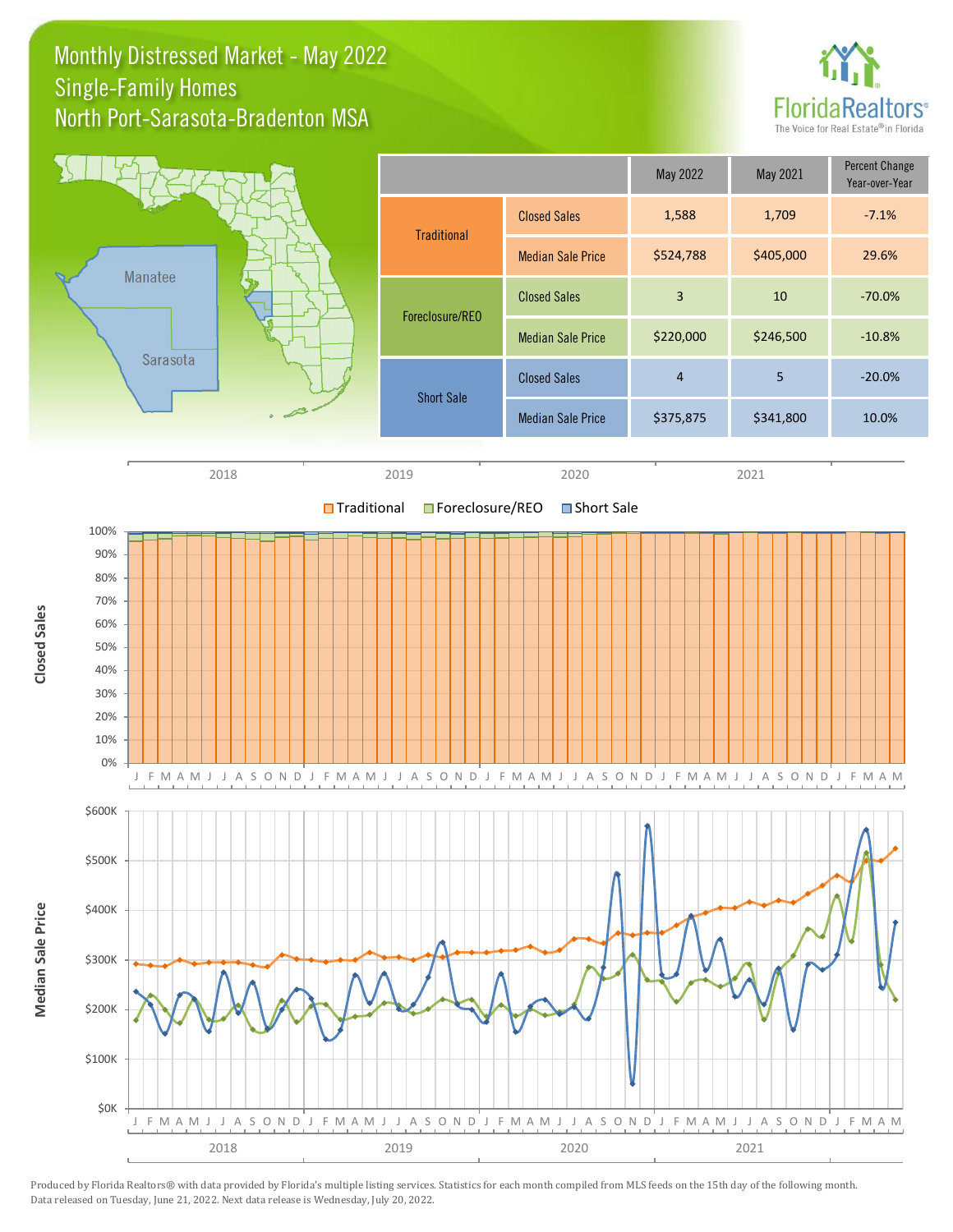# Monthly Distressed Market - May 2022
## Single-Family Homes
## North Port-Sarasota-Bradenton MSA

FloridaRealtors®
The Voice for Real Estate® in Florida

Manatee
Sarasota

| | | May 2022 | May 2021 | Percent Change Year-over-Year |
|---|---|---|---|---|
| Traditional | Closed Sales | 1,588 | 1,709 | -7.1% |
| | Median Sale Price | $524,788 | $405,000 | 29.6% |
| Foreclosure/REO | Closed Sales | 3 | 10 | -70.0% |
| | Median Sale Price | $220,000 | $246,500 | -10.8% |
| Short Sale | Closed Sales | 4 | 5 | -20.0% |
| | Median Sale Price | $375,875 | $341,800 | 10.0% |

2018 2019 2020 2021

Traditional Foreclosure/REO Short Sale

Closed Sales

100% 90% 80% 70% 60% 50% 40% 30% 20% 10% 0%

J F M A M J J A S O N D J F M A M J J A S O N D J F M A M J J A S O N D J F M A M J J A S O N D J F M A M

Median Sale Price

$600K $500K $400K $300K $200K $100K $0K

J F M A M J J A S O N D J F M A M J J A S O N D J F M A M J J A S O N D J F M A M J J A S O N D J F M A M

2018 2019 2020 2021

Produced by Florida Realtors® with data provided by Florida's multiple listing services. Statistics for each month compiled from MLS feeds on the 15th day of the following month. Data released on Tuesday, June 21, 2022. Next data release is Wednesday, July 20, 2022.